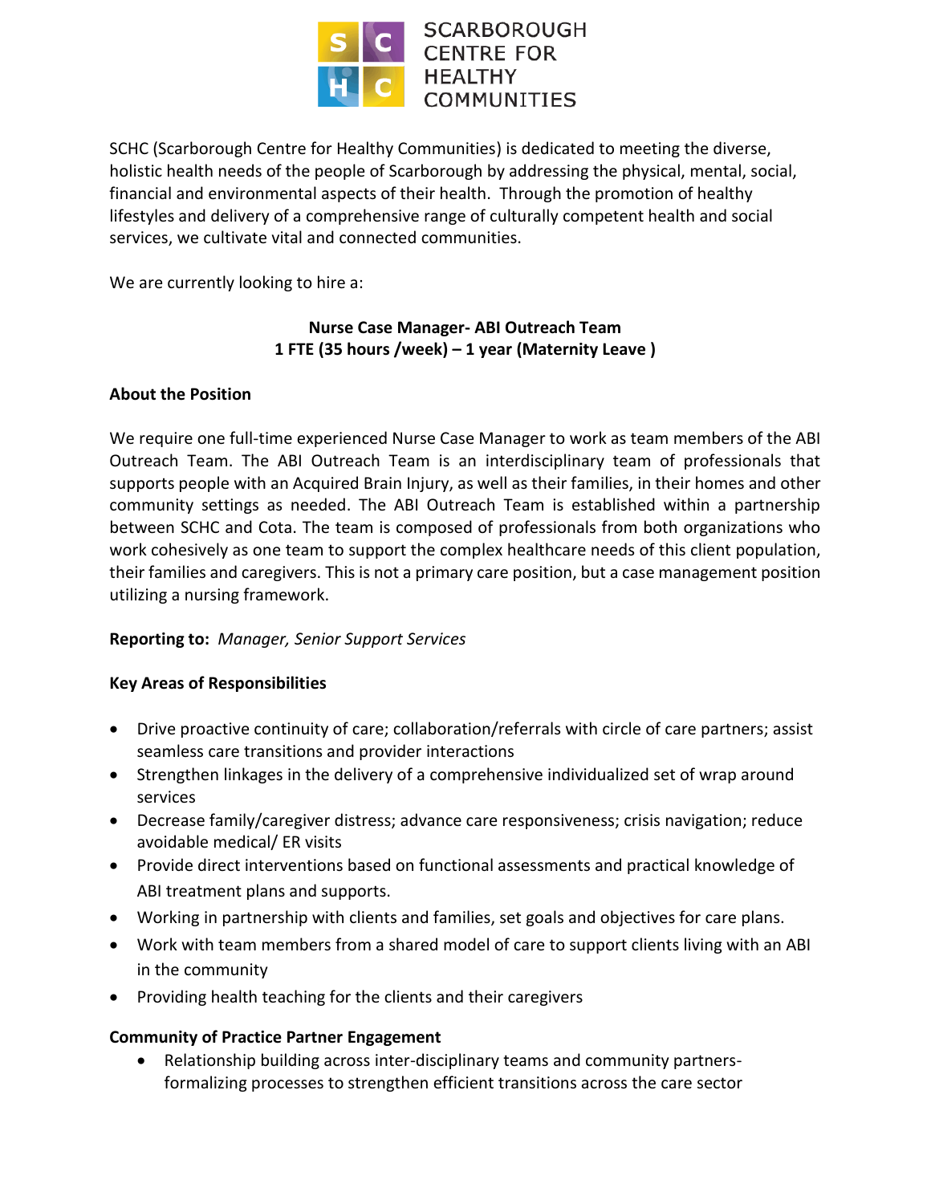SCARBOROUGH CENTRE FOR HEALTHY COMMUNITIES

SCHC (Scarborough Centre for Healthy Communities) is dedicated to meeting the diverse, holistic health needs of the people of Scarborough by addressing the physical, mental, social, financial and environmental aspects of their health. Through the promotion of healthy lifestyles and delivery of a comprehensive range of culturally competent health and social services, we cultivate vital and connected communities.

We are currently looking to hire a:

**Nurse Case Manager- ABI Outreach Team**
**1 FTE (35 hours /week) – 1 year (Maternity Leave )**

**About the Position**

We require one full-time experienced Nurse Case Manager to work as team members of the ABI Outreach Team. The ABI Outreach Team is an interdisciplinary team of professionals that supports people with an Acquired Brain Injury, as well as their families, in their homes and other community settings as needed. The ABI Outreach Team is established within a partnership between SCHC and Cota. The team is composed of professionals from both organizations who work cohesively as one team to support the complex healthcare needs of this client population, their families and caregivers. This is not a primary care position, but a case management position utilizing a nursing framework.

**Reporting to:** *Manager, Senior Support Services*

**Key Areas of Responsibilities**

- Drive proactive continuity of care; collaboration/referrals with circle of care partners; assist seamless care transitions and provider interactions
- Strengthen linkages in the delivery of a comprehensive individualized set of wrap around services
- Decrease family/caregiver distress; advance care responsiveness; crisis navigation; reduce avoidable medical/ ER visits
- Provide direct interventions based on functional assessments and practical knowledge of ABI treatment plans and supports.
- Working in partnership with clients and families, set goals and objectives for care plans.
- Work with team members from a shared model of care to support clients living with an ABI in the community
- Providing health teaching for the clients and their caregivers

**Community of Practice Partner Engagement**

- Relationship building across inter-disciplinary teams and community partners-formalizing processes to strengthen efficient transitions across the care sector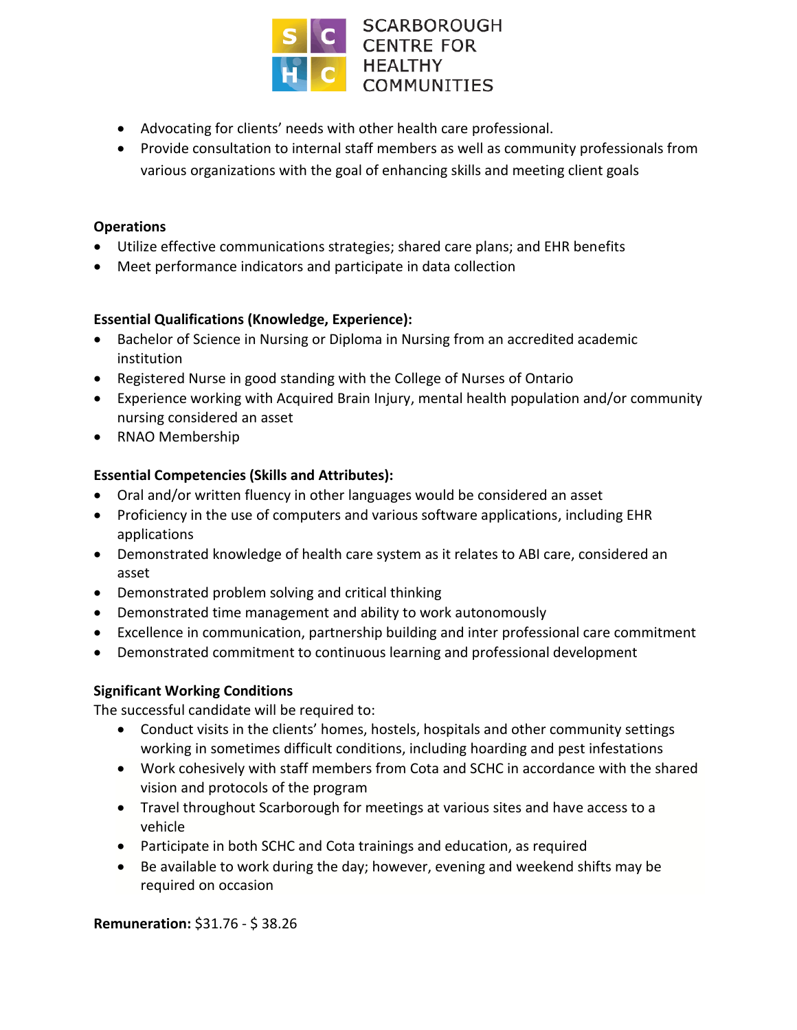- Advocating for clients' needs with other health care professional.
- Provide consultation to internal staff members as well as community professionals from various organizations with the goal of enhancing skills and meeting client goals

**Operations**

- Utilize effective communications strategies; shared care plans; and EHR benefits
- Meet performance indicators and participate in data collection

**Essential Qualifications (Knowledge, Experience):**

- Bachelor of Science in Nursing or Diploma in Nursing from an accredited academic institution
- Registered Nurse in good standing with the College of Nurses of Ontario
- Experience working with Acquired Brain Injury, mental health population and/or community nursing considered an asset
- RNAO Membership

**Essential Competencies (Skills and Attributes):**

- Oral and/or written fluency in other languages would be considered an asset
- Proficiency in the use of computers and various software applications, including EHR applications
- Demonstrated knowledge of health care system as it relates to ABI care, considered an asset
- Demonstrated problem solving and critical thinking
- Demonstrated time management and ability to work autonomously
- Excellence in communication, partnership building and inter professional care commitment
- Demonstrated commitment to continuous learning and professional development

**Significant Working Conditions**

The successful candidate will be required to:

- Conduct visits in the clients' homes, hostels, hospitals and other community settings working in sometimes difficult conditions, including hoarding and pest infestations
- Work cohesively with staff members from Cota and SCHC in accordance with the shared vision and protocols of the program
- Travel throughout Scarborough for meetings at various sites and have access to a vehicle
- Participate in both SCHC and Cota trainings and education, as required
- Be available to work during the day; however, evening and weekend shifts may be required on occasion

**Remuneration:** $31.76 - $ 38.26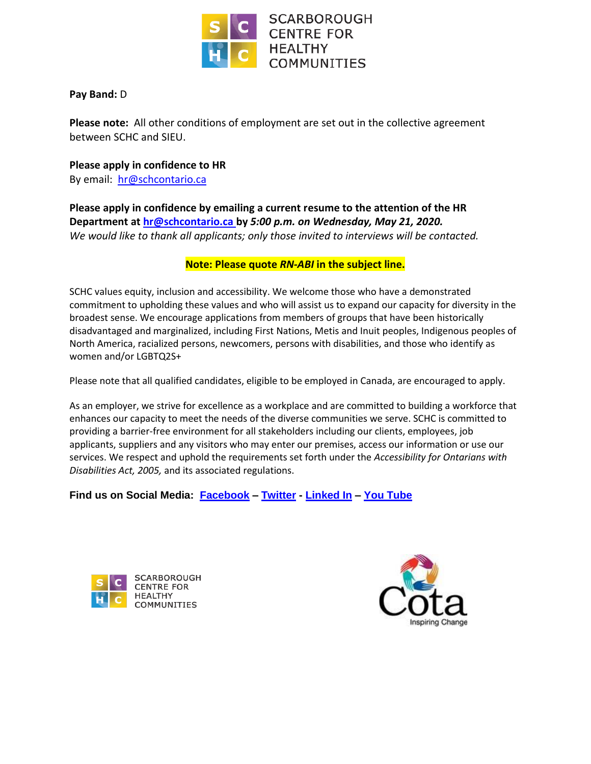**Pay Band:** D

**Please note:** All other conditions of employment are set out in the collective agreement between SCHC and SIEU.

**Please apply in confidence to HR**
By email: hr@schcontario.ca

**Please apply in confidence by emailing a current resume to the attention of the HR Department at hr@schcontario.ca by *5:00 p.m. on Wednesday, May 21, 2020.***
*We would like to thank all applicants; only those invited to interviews will be contacted.*

**Note: Please quote *RN-ABI* in the subject line.**

SCHC values equity, inclusion and accessibility. We welcome those who have a demonstrated commitment to upholding these values and who will assist us to expand our capacity for diversity in the broadest sense. We encourage applications from members of groups that have been historically disadvantaged and marginalized, including First Nations, Metis and Inuit peoples, Indigenous peoples of North America, racialized persons, newcomers, persons with disabilities, and those who identify as women and/or LGBTQ2S+

Please note that all qualified candidates, eligible to be employed in Canada, are encouraged to apply.

As an employer, we strive for excellence as a workplace and are committed to building a workforce that enhances our capacity to meet the needs of the diverse communities we serve. SCHC is committed to providing a barrier-free environment for all stakeholders including our clients, employees, job applicants, suppliers and any visitors who may enter our premises, access our information or use our services. We respect and uphold the requirements set forth under the *Accessibility for Ontarians with Disabilities Act, 2005,* and its associated regulations.

**Find us on Social Media: Facebook – Twitter - Linked In – You Tube**